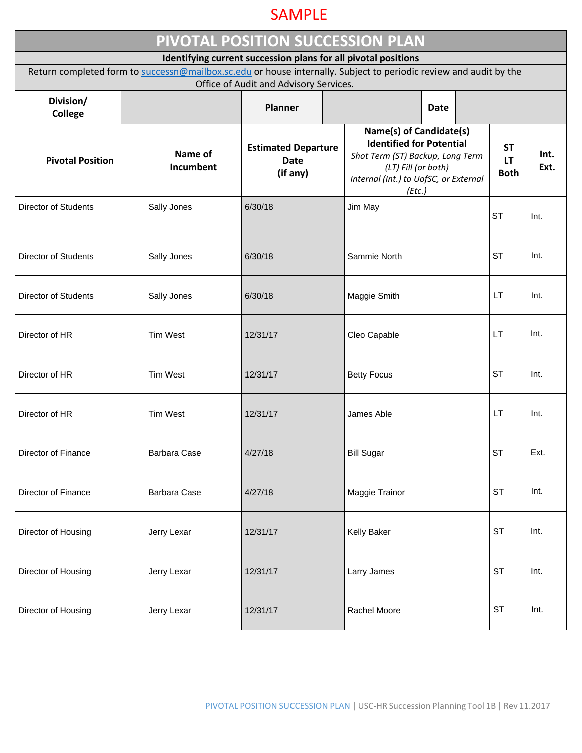SAMPLE

# PIVOTAL POSITION SUCCESSION PLAN

**Identifying current succession plans for all pivotal positions**

Return completed form to successn@mailbox.sc.edu or house internally. Subject to periodic review and audit by the Office of Audit and Advisory Services.

| **Division/ College** | | **Planner** | | **Date** | |
|---|---|---|---|---|---|

| **Pivotal Position** | **Name of Incumbent** | **Estimated Departure Date (if any)** | **Name(s) of Candidate(s) Identified for Potential** *Shot Term (ST) Backup, Long Term (LT) Fill (or both) Internal (Int.) to UofSC, or External (Etc.)* | **ST LT Both** | **Int. Ext.** |
|---|---|---|---|---|---|
| Director of Students | Sally Jones | 6/30/18 | Jim May | ST | Int. |
| Director of Students | Sally Jones | 6/30/18 | Sammie North | ST | Int. |
| Director of Students | Sally Jones | 6/30/18 | Maggie Smith | LT | Int. |
| Director of HR | Tim West | 12/31/17 | Cleo Capable | LT | Int. |
| Director of HR | Tim West | 12/31/17 | Betty Focus | ST | Int. |
| Director of HR | Tim West | 12/31/17 | James Able | LT | Int. |
| Director of Finance | Barbara Case | 4/27/18 | Bill Sugar | ST | Ext. |
| Director of Finance | Barbara Case | 4/27/18 | Maggie Trainor | ST | Int. |
| Director of Housing | Jerry Lexar | 12/31/17 | Kelly Baker | ST | Int. |
| Director of Housing | Jerry Lexar | 12/31/17 | Larry James | ST | Int. |
| Director of Housing | Jerry Lexar | 12/31/17 | Rachel Moore | ST | Int. |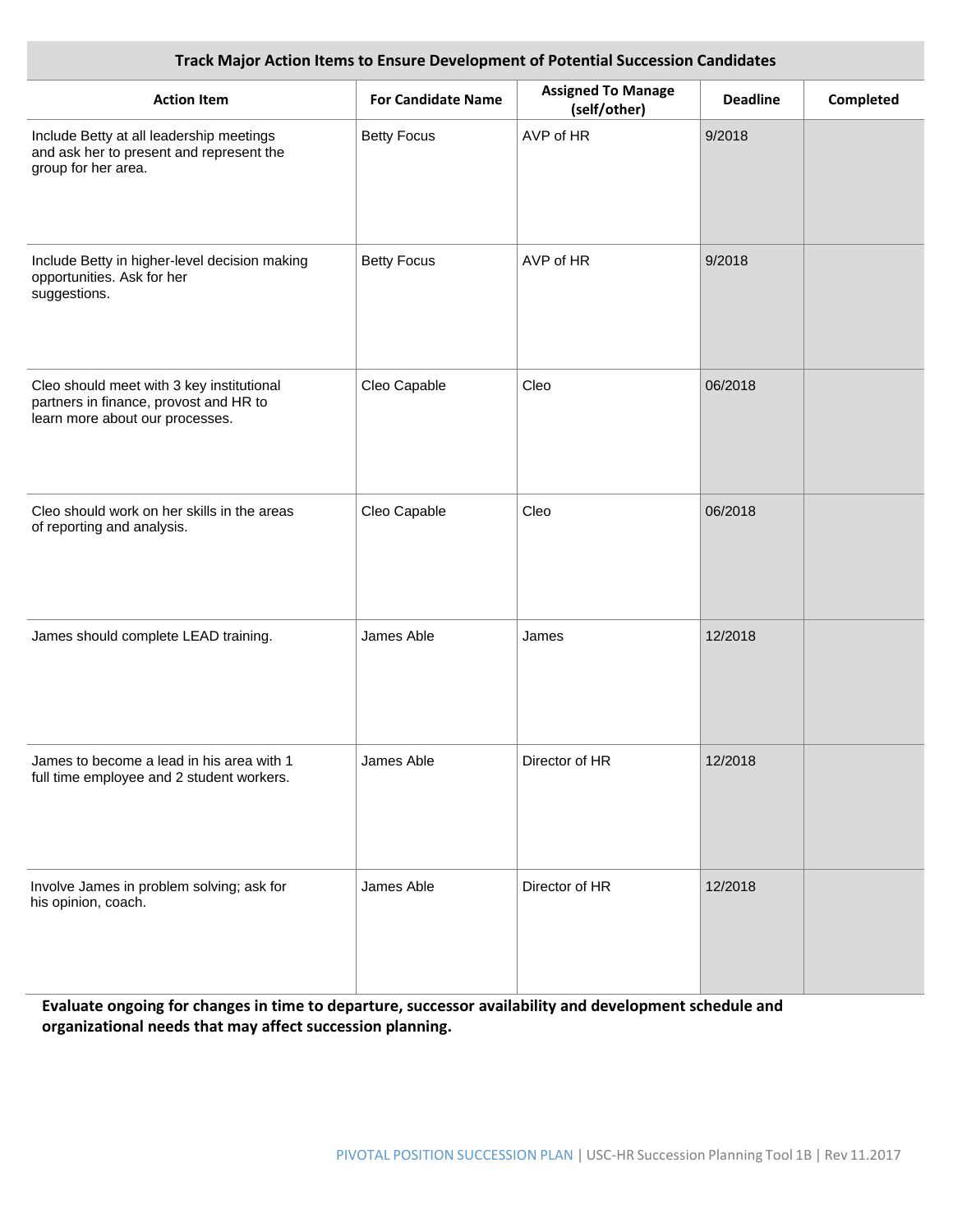| Track Major Action Items to Ensure Development of Potential Succession Candidates | | | | |
|---|---|---|---|---|
| **Action Item** | **For Candidate Name** | **Assigned To Manage (self/other)** | **Deadline** | **Completed** |
| Include Betty at all leadership meetings and ask her to present and represent the group for her area. | Betty Focus | AVP of HR | 9/2018 | |
| Include Betty in higher-level decision making opportunities. Ask for her suggestions. | Betty Focus | AVP of HR | 9/2018 | |
| Cleo should meet with 3 key institutional partners in finance, provost and HR to learn more about our processes. | Cleo Capable | Cleo | 06/2018 | |
| Cleo should work on her skills in the areas of reporting and analysis. | Cleo Capable | Cleo | 06/2018 | |
| James should complete LEAD training. | James Able | James | 12/2018 | |
| James to become a lead in his area with 1 full time employee and 2 student workers. | James Able | Director of HR | 12/2018 | |
| Involve James in problem solving; ask for his opinion, coach. | James Able | Director of HR | 12/2018 | |

**Evaluate ongoing for changes in time to departure, successor availability and development schedule and organizational needs that may affect succession planning.**